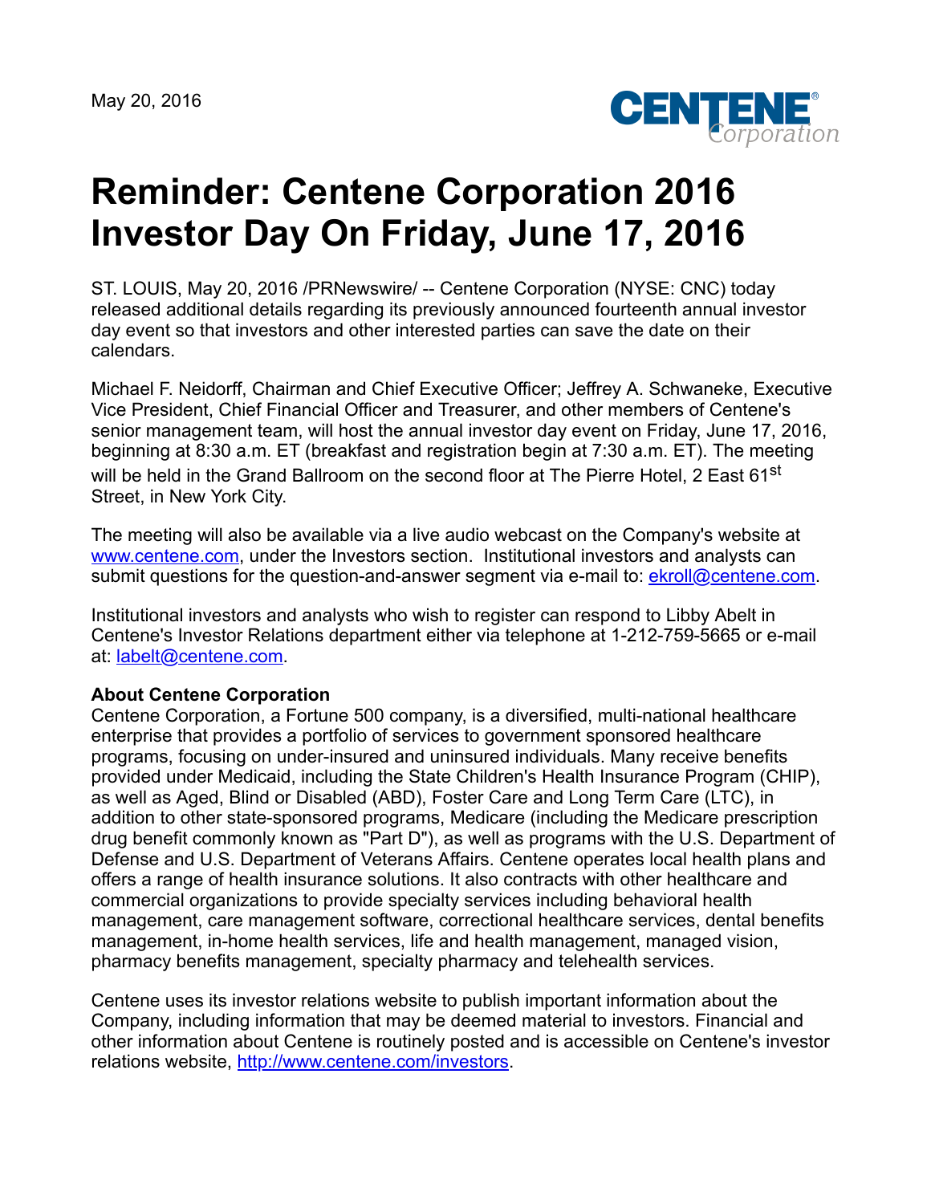May 20, 2016

# Reminder: Centene Corporation 2016 Investor Day On Friday, June 17, 2016

ST. LOUIS, May 20, 2016 /PRNewswire/ -- Centene Corporation (NYSE: CNC) today released additional details regarding its previously announced fourteenth annual investor day event so that investors and other interested parties can save the date on their calendars.

Michael F. Neidorff, Chairman and Chief Executive Officer; Jeffrey A. Schwaneke, Executive Vice President, Chief Financial Officer and Treasurer, and other members of Centene's senior management team, will host the annual investor day event on Friday, June 17, 2016, beginning at 8:30 a.m. ET (breakfast and registration begin at 7:30 a.m. ET). The meeting will be held in the Grand Ballroom on the second floor at The Pierre Hotel, 2 East 61st Street, in New York City.

The meeting will also be available via a live audio webcast on the Company's website at www.centene.com, under the Investors section. Institutional investors and analysts can submit questions for the question-and-answer segment via e-mail to: ekroll@centene.com.

Institutional investors and analysts who wish to register can respond to Libby Abelt in Centene's Investor Relations department either via telephone at 1-212-759-5665 or e-mail at: labelt@centene.com.

**About Centene Corporation**

Centene Corporation, a Fortune 500 company, is a diversified, multi-national healthcare enterprise that provides a portfolio of services to government sponsored healthcare programs, focusing on under-insured and uninsured individuals. Many receive benefits provided under Medicaid, including the State Children's Health Insurance Program (CHIP), as well as Aged, Blind or Disabled (ABD), Foster Care and Long Term Care (LTC), in addition to other state-sponsored programs, Medicare (including the Medicare prescription drug benefit commonly known as "Part D"), as well as programs with the U.S. Department of Defense and U.S. Department of Veterans Affairs. Centene operates local health plans and offers a range of health insurance solutions. It also contracts with other healthcare and commercial organizations to provide specialty services including behavioral health management, care management software, correctional healthcare services, dental benefits management, in-home health services, life and health management, managed vision, pharmacy benefits management, specialty pharmacy and telehealth services.

Centene uses its investor relations website to publish important information about the Company, including information that may be deemed material to investors. Financial and other information about Centene is routinely posted and is accessible on Centene's investor relations website, http://www.centene.com/investors.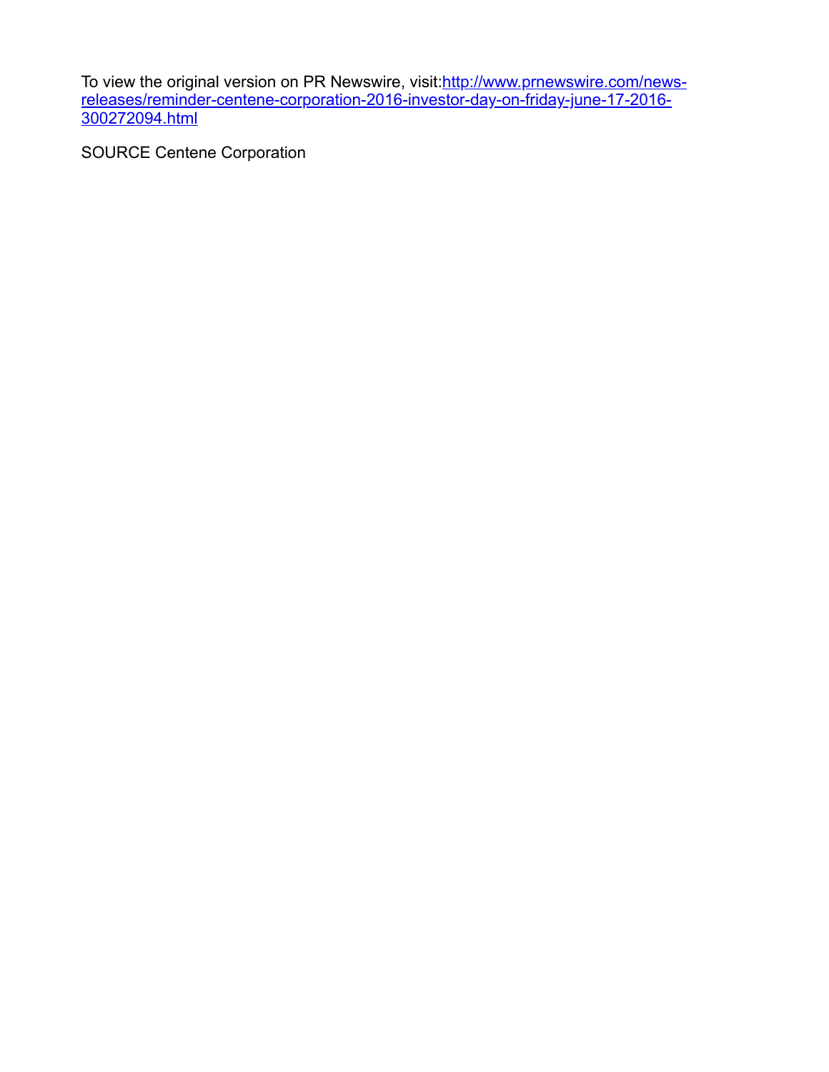To view the original version on PR Newswire, visit:http://www.prnewswire.com/news-releases/reminder-centene-corporation-2016-investor-day-on-friday-june-17-2016-300272094.html

SOURCE Centene Corporation